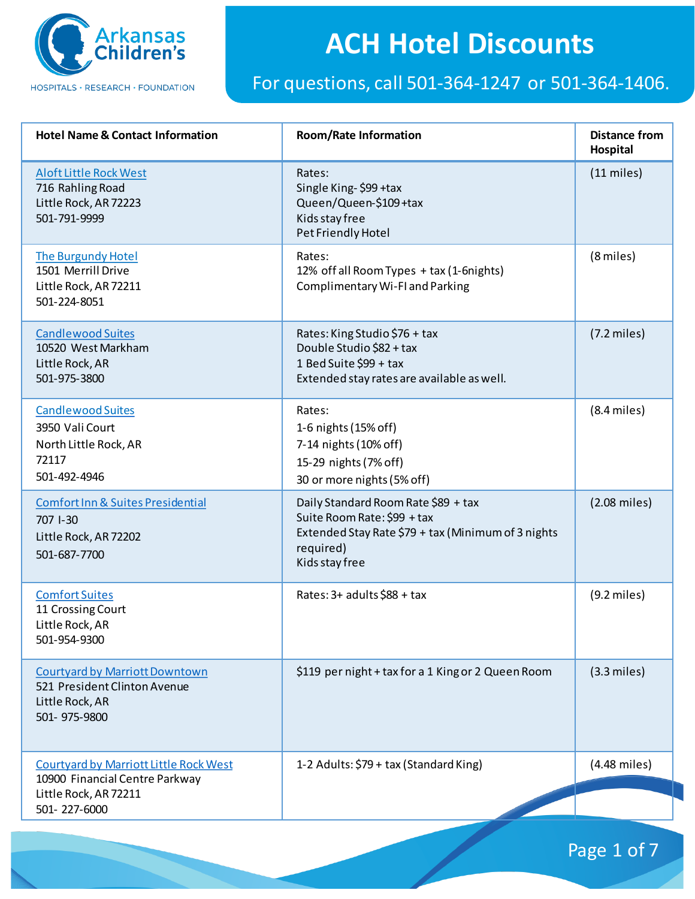# ACH Hotel Discounts

For questions, call 501-364-1247 or 501-364-1406.

| Hotel Name & Contact Information | Room/Rate Information | Distance from Hospital |
|---|---|---|
| Aloft Little Rock West<br>716 Rahling Road<br>Little Rock, AR 72223<br>501-791-9999 | Rates:<br>Single King- $99 +tax<br>Queen/Queen-$109 +tax<br>Kids stay free<br>Pet Friendly Hotel | (11 miles) |
| The Burgundy Hotel<br>1501 Merrill Drive<br>Little Rock, AR 72211<br>501-224-8051 | Rates:<br>12% off all Room Types + tax (1-6nights)<br>Complimentary Wi-FI and Parking | (8 miles) |
| Candlewood Suites<br>10520 West Markham<br>Little Rock, AR<br>501-975-3800 | Rates: King Studio $76 + tax<br>Double Studio $82 + tax<br>1 Bed Suite $99 + tax<br>Extended stay rates are available as well. | (7.2 miles) |
| Candlewood Suites<br>3950 Vali Court<br>North Little Rock, AR<br>72117<br>501-492-4946 | Rates:<br>1-6 nights (15% off)<br>7-14 nights (10% off)<br>15-29 nights (7% off)<br>30 or more nights (5% off) | (8.4 miles) |
| Comfort Inn & Suites Presidential<br>707 I-30<br>Little Rock, AR 72202<br>501-687-7700 | Daily Standard Room Rate $89 + tax<br>Suite Room Rate: $99 + tax<br>Extended Stay Rate $79 + tax (Minimum of 3 nights required)<br>Kids stay free | (2.08 miles) |
| Comfort Suites<br>11 Crossing Court<br>Little Rock, AR<br>501-954-9300 | Rates: 3+ adults $88 + tax | (9.2 miles) |
| Courtyard by Marriott Downtown<br>521 President Clinton Avenue<br>Little Rock, AR<br>501- 975-9800 | $119 per night + tax for a 1 King or 2 Queen Room | (3.3 miles) |
| Courtyard by Marriott Little Rock West<br>10900 Financial Centre Parkway<br>Little Rock, AR 72211<br>501- 227-6000 | 1-2 Adults: $79 + tax (Standard King) | (4.48 miles) |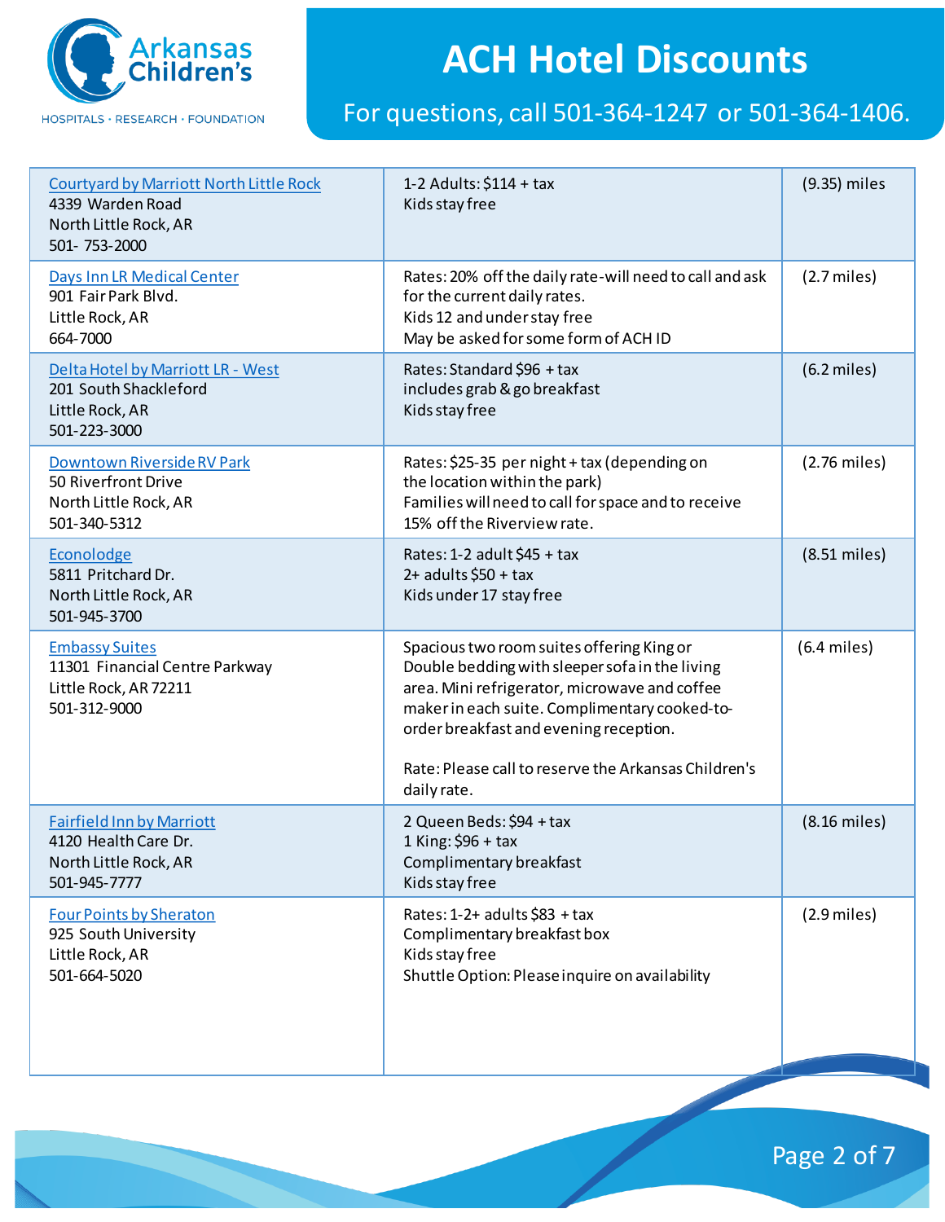# ACH Hotel Discounts

For questions, call 501-364-1247 or 501-364-1406.

| | | |
|---|---|---|
| Courtyard by Marriott North Little Rock<br>4339 Warden Road<br>North Little Rock, AR<br>501- 753-2000 | 1-2 Adults: $114 + tax<br>Kids stay free | (9.35) miles |
| Days Inn LR Medical Center<br>901 Fair Park Blvd.<br>Little Rock, AR<br>664-7000 | Rates: 20% off the daily rate-will need to call and ask for the current daily rates.<br>Kids 12 and under stay free<br>May be asked for some form of ACH ID | (2.7 miles) |
| Delta Hotel by Marriott LR - West<br>201 South Shackleford<br>Little Rock, AR<br>501-223-3000 | Rates: Standard $96 + tax<br>includes grab & go breakfast<br>Kids stay free | (6.2 miles) |
| Downtown Riverside RV Park<br>50 Riverfront Drive<br>North Little Rock, AR<br>501-340-5312 | Rates: $25-35 per night + tax (depending on the location within the park)<br>Families will need to call for space and to receive 15% off the Riverview rate. | (2.76 miles) |
| Econolodge<br>5811 Pritchard Dr.<br>North Little Rock, AR<br>501-945-3700 | Rates: 1-2 adult $45 + tax<br>2+ adults $50 + tax<br>Kids under 17 stay free | (8.51 miles) |
| Embassy Suites<br>11301 Financial Centre Parkway<br>Little Rock, AR 72211<br>501-312-9000 | Spacious two room suites offering King or Double bedding with sleeper sofa in the living area. Mini refrigerator, microwave and coffee maker in each suite. Complimentary cooked-to-order breakfast and evening reception.<br><br>Rate: Please call to reserve the Arkansas Children's daily rate. | (6.4 miles) |
| Fairfield Inn by Marriott<br>4120 Health Care Dr.<br>North Little Rock, AR<br>501-945-7777 | 2 Queen Beds: $94 + tax<br>1 King: $96 + tax<br>Complimentary breakfast<br>Kids stay free | (8.16 miles) |
| Four Points by Sheraton<br>925 South University<br>Little Rock, AR<br>501-664-5020 | Rates: 1-2+ adults $83 + tax<br>Complimentary breakfast box<br>Kids stay free<br>Shuttle Option: Please inquire on availability | (2.9 miles) |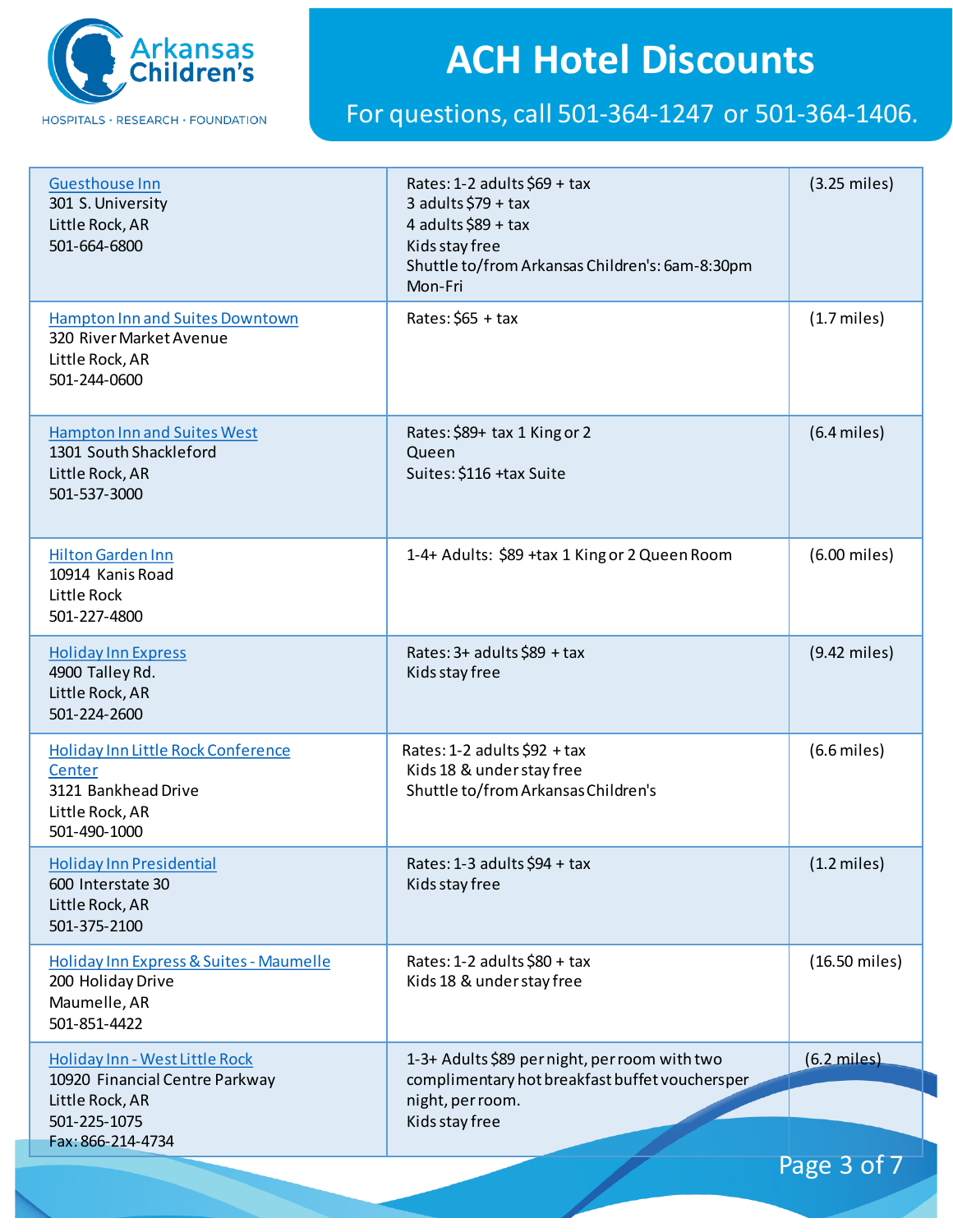# ACH Hotel Discounts

For questions, call 501-364-1247 or 501-364-1406.

| Hotel | Rates | Distance |
|---|---|---|
| Guesthouse Inn<br>301 S. University<br>Little Rock, AR<br>501-664-6800 | Rates: 1-2 adults $69 + tax<br>3 adults $79 + tax<br>4 adults $89 + tax<br>Kids stay free<br>Shuttle to/from Arkansas Children's: 6am-8:30pm Mon-Fri | (3.25 miles) |
| Hampton Inn and Suites Downtown<br>320 River Market Avenue<br>Little Rock, AR<br>501-244-0600 | Rates: $65 + tax | (1.7 miles) |
| Hampton Inn and Suites West<br>1301 South Shackleford<br>Little Rock, AR<br>501-537-3000 | Rates: $89+ tax 1 King or 2 Queen<br>Suites: $116 +tax Suite | (6.4 miles) |
| Hilton Garden Inn<br>10914 Kanis Road<br>Little Rock<br>501-227-4800 | 1-4+ Adults: $89 +tax 1 King or 2 Queen Room | (6.00 miles) |
| Holiday Inn Express<br>4900 Talley Rd.<br>Little Rock, AR<br>501-224-2600 | Rates: 3+ adults $89 + tax<br>Kids stay free | (9.42 miles) |
| Holiday Inn Little Rock Conference Center<br>3121 Bankhead Drive<br>Little Rock, AR<br>501-490-1000 | Rates: 1-2 adults $92 + tax<br>Kids 18 & under stay free<br>Shuttle to/from Arkansas Children's | (6.6 miles) |
| Holiday Inn Presidential<br>600 Interstate 30<br>Little Rock, AR<br>501-375-2100 | Rates: 1-3 adults $94 + tax<br>Kids stay free | (1.2 miles) |
| Holiday Inn Express & Suites - Maumelle<br>200 Holiday Drive<br>Maumelle, AR<br>501-851-4422 | Rates: 1-2 adults $80 + tax<br>Kids 18 & under stay free | (16.50 miles) |
| Holiday Inn - West Little Rock<br>10920 Financial Centre Parkway<br>Little Rock, AR<br>501-225-1075<br>Fax: 866-214-4734 | 1-3+ Adults $89 per night, per room with two complimentary hot breakfast buffet vouchers per night, per room.<br>Kids stay free | (6.2 miles) |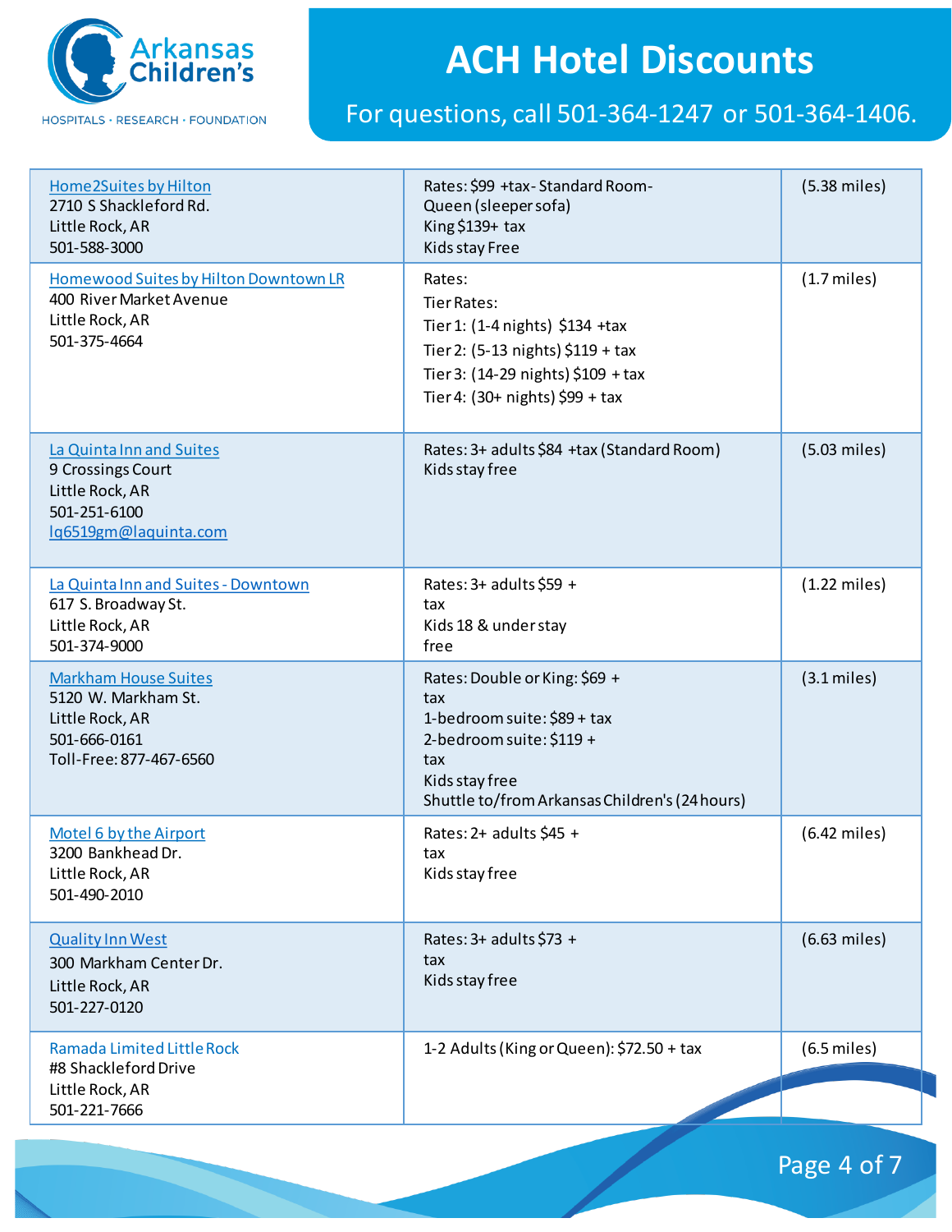# ACH Hotel Discounts

For questions, call 501-364-1247 or 501-364-1406.

| | | |
|---|---|---|
| Home2Suites by Hilton<br>2710 S Shackleford Rd.<br>Little Rock, AR<br>501-588-3000 | Rates: $99 +tax- Standard Room-<br>Queen (sleeper sofa)<br>King $139+ tax<br>Kids stay Free | (5.38 miles) |
| Homewood Suites by Hilton Downtown LR<br>400 River Market Avenue<br>Little Rock, AR<br>501-375-4664 | Rates:<br>Tier Rates:<br>Tier 1: (1-4 nights) $134 +tax<br>Tier 2: (5-13 nights) $119 + tax<br>Tier 3: (14-29 nights) $109 + tax<br>Tier 4: (30+ nights) $99 + tax | (1.7 miles) |
| La Quinta Inn and Suites<br>9 Crossings Court<br>Little Rock, AR<br>501-251-6100<br>lq6519gm@laquinta.com | Rates: 3+ adults $84 +tax (Standard Room)<br>Kids stay free | (5.03 miles) |
| La Quinta Inn and Suites - Downtown<br>617 S. Broadway St.<br>Little Rock, AR<br>501-374-9000 | Rates: 3+ adults $59 + tax<br>Kids 18 & under stay free | (1.22 miles) |
| Markham House Suites<br>5120 W. Markham St.<br>Little Rock, AR<br>501-666-0161<br>Toll-Free: 877-467-6560 | Rates: Double or King: $69 + tax<br>1-bedroom suite: $89 + tax<br>2-bedroom suite: $119 + tax<br>Kids stay free<br>Shuttle to/from Arkansas Children's (24 hours) | (3.1 miles) |
| Motel 6 by the Airport<br>3200 Bankhead Dr.<br>Little Rock, AR<br>501-490-2010 | Rates: 2+ adults $45 + tax<br>Kids stay free | (6.42 miles) |
| Quality Inn West<br>300 Markham Center Dr.<br>Little Rock, AR<br>501-227-0120 | Rates: 3+ adults $73 + tax<br>Kids stay free | (6.63 miles) |
| Ramada Limited Little Rock<br>#8 Shackleford Drive<br>Little Rock, AR<br>501-221-7666 | 1-2 Adults (King or Queen): $72.50 + tax | (6.5 miles) |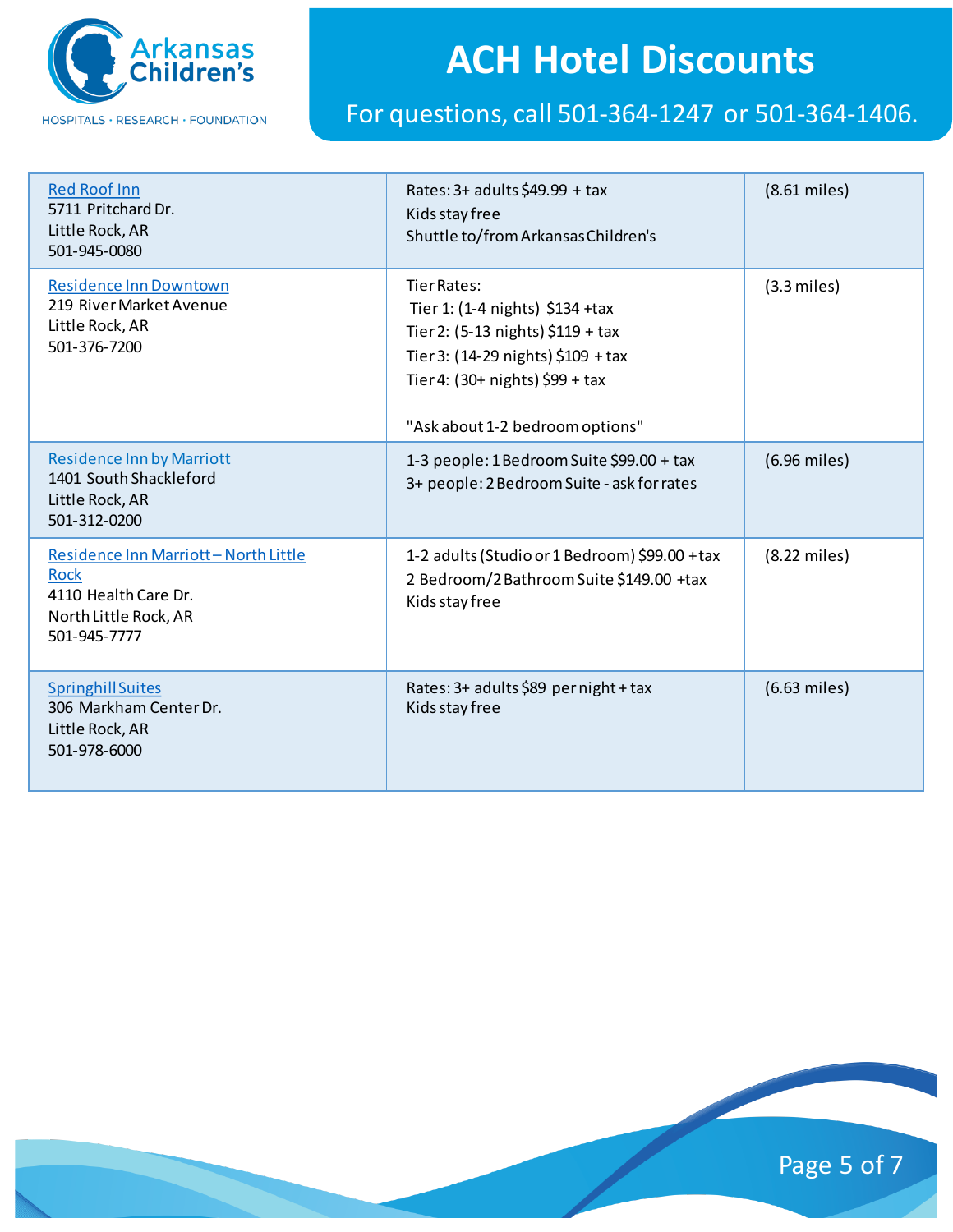# ACH Hotel Discounts

For questions, call 501-364-1247 or 501-364-1406.

| Hotel | Rates | Distance |
|---|---|---|
| Red Roof Inn<br>5711 Pritchard Dr.<br>Little Rock, AR<br>501-945-0080 | Rates: 3+ adults $49.99 + tax<br>Kids stay free<br>Shuttle to/from Arkansas Children's | (8.61 miles) |
| Residence Inn Downtown<br>219 River Market Avenue<br>Little Rock, AR<br>501-376-7200 | Tier Rates:<br>Tier 1: (1-4 nights) $134 +tax<br>Tier 2: (5-13 nights) $119 + tax<br>Tier 3: (14-29 nights) $109 + tax<br>Tier 4: (30+ nights) $99 + tax<br><br>"Ask about 1-2 bedroom options" | (3.3 miles) |
| Residence Inn by Marriott<br>1401 South Shackleford<br>Little Rock, AR<br>501-312-0200 | 1-3 people: 1 Bedroom Suite $99.00 + tax<br>3+ people: 2 Bedroom Suite - ask for rates | (6.96 miles) |
| Residence Inn Marriott – North Little Rock<br>4110 Health Care Dr.<br>North Little Rock, AR<br>501-945-7777 | 1-2 adults (Studio or 1 Bedroom) $99.00 +tax<br>2 Bedroom/2 Bathroom Suite $149.00 +tax<br>Kids stay free | (8.22 miles) |
| Springhill Suites<br>306 Markham Center Dr.<br>Little Rock, AR<br>501-978-6000 | Rates: 3+ adults $89 per night + tax<br>Kids stay free | (6.63 miles) |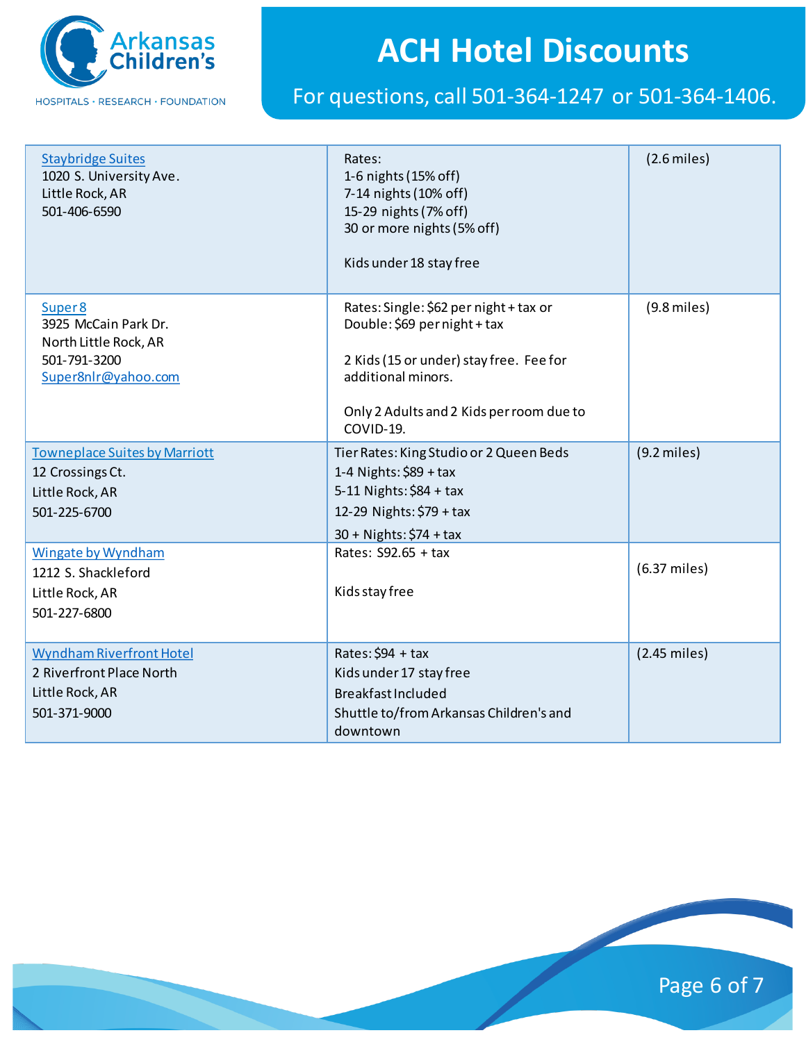# ACH Hotel Discounts

For questions, call 501-364-1247 or 501-364-1406.

| | | |
|---|---|---|
| Staybridge Suites<br>1020 S. University Ave.<br>Little Rock, AR<br>501-406-6590 | Rates:<br>1-6 nights (15% off)<br>7-14 nights (10% off)<br>15-29 nights (7% off)<br>30 or more nights (5% off)<br><br>Kids under 18 stay free | (2.6 miles) |
| Super 8<br>3925 McCain Park Dr.<br>North Little Rock, AR<br>501-791-3200<br>Super8nlr@yahoo.com | Rates: Single: $62 per night + tax or Double: $69 per night + tax<br><br>2 Kids (15 or under) stay free. Fee for additional minors.<br><br>Only 2 Adults and 2 Kids per room due to COVID-19. | (9.8 miles) |
| Towneplace Suites by Marriott<br>12 Crossings Ct.<br>Little Rock, AR<br>501-225-6700 | Tier Rates: King Studio or 2 Queen Beds<br>1-4 Nights: $89 + tax<br>5-11 Nights: $84 + tax<br>12-29 Nights: $79 + tax<br>30 + Nights: $74 + tax | (9.2 miles) |
| Wingate by Wyndham<br>1212 S. Shackleford<br>Little Rock, AR<br>501-227-6800 | Rates: S92.65 + tax<br><br>Kids stay free | (6.37 miles) |
| Wyndham Riverfront Hotel<br>2 Riverfront Place North<br>Little Rock, AR<br>501-371-9000 | Rates: $94 + tax<br>Kids under 17 stay free<br>Breakfast Included<br>Shuttle to/from Arkansas Children's and downtown | (2.45 miles) |